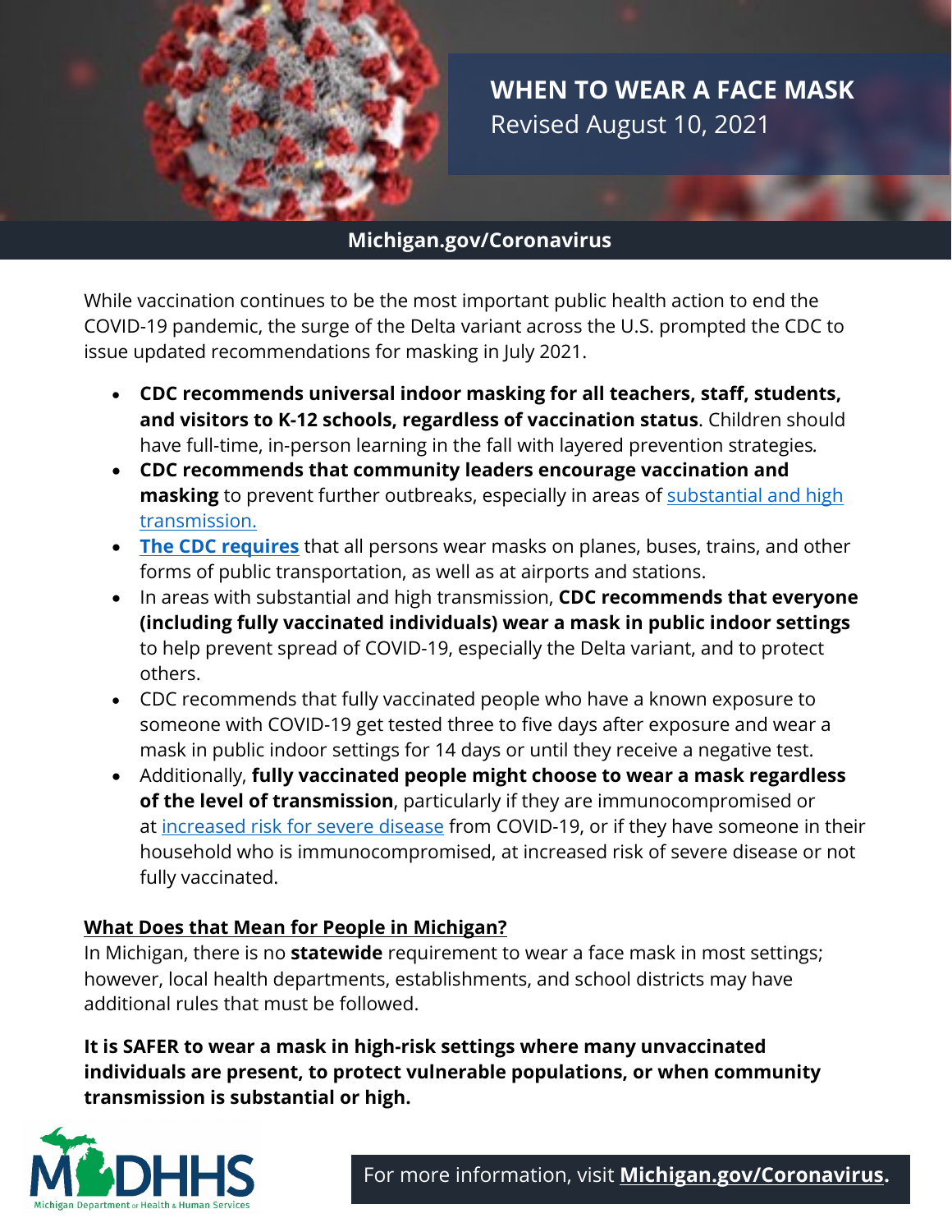# WHEN TO WEAR A FACE MASK

Revised August 10, 2021

**Michigan.gov/Coronavirus**

While vaccination continues to be the most important public health action to end the COVID-19 pandemic, the surge of the Delta variant across the U.S. prompted the CDC to issue updated recommendations for masking in July 2021.

- **CDC recommends universal indoor masking for all teachers, staff, students, and visitors to K-12 schools, regardless of vaccination status**. Children should have full-time, in-person learning in the fall with layered prevention strategies.
- **CDC recommends that community leaders encourage vaccination and masking** to prevent further outbreaks, especially in areas of substantial and high transmission.
- **The CDC requires** that all persons wear masks on planes, buses, trains, and other forms of public transportation, as well as at airports and stations.
- In areas with substantial and high transmission, **CDC recommends that everyone (including fully vaccinated individuals) wear a mask in public indoor settings** to help prevent spread of COVID-19, especially the Delta variant, and to protect others.
- CDC recommends that fully vaccinated people who have a known exposure to someone with COVID-19 get tested three to five days after exposure and wear a mask in public indoor settings for 14 days or until they receive a negative test.
- Additionally, **fully vaccinated people might choose to wear a mask regardless of the level of transmission**, particularly if they are immunocompromised or at increased risk for severe disease from COVID-19, or if they have someone in their household who is immunocompromised, at increased risk of severe disease or not fully vaccinated.

## What Does that Mean for People in Michigan?

In Michigan, there is no **statewide** requirement to wear a face mask in most settings; however, local health departments, establishments, and school districts may have additional rules that must be followed.

**It is SAFER to wear a mask in high-risk settings where many unvaccinated individuals are present, to protect vulnerable populations, or when community transmission is substantial or high.**

MDHHS Michigan Department of Health & Human Services

For more information, visit **Michigan.gov/Coronavirus.**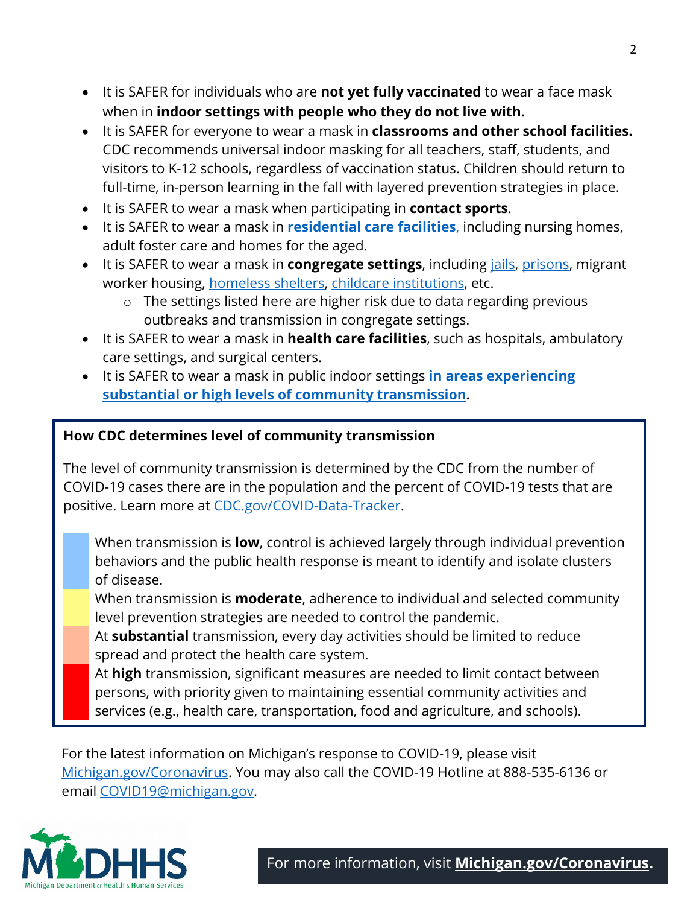- It is SAFER for individuals who are **not yet fully vaccinated** to wear a face mask when in **indoor settings with people who they do not live with.**
- It is SAFER for everyone to wear a mask in **classrooms and other school facilities.** CDC recommends universal indoor masking for all teachers, staff, students, and visitors to K-12 schools, regardless of vaccination status. Children should return to full-time, in-person learning in the fall with layered prevention strategies in place.
- It is SAFER to wear a mask when participating in **contact sports**.
- It is SAFER to wear a mask in **residential care facilities**, including nursing homes, adult foster care and homes for the aged.
- It is SAFER to wear a mask in **congregate settings**, including jails, prisons, migrant worker housing, homeless shelters, childcare institutions, etc.
  - The settings listed here are higher risk due to data regarding previous outbreaks and transmission in congregate settings.
- It is SAFER to wear a mask in **health care facilities**, such as hospitals, ambulatory care settings, and surgical centers.
- It is SAFER to wear a mask in public indoor settings **in areas experiencing substantial or high levels of community transmission.**

**How CDC determines level of community transmission**

The level of community transmission is determined by the CDC from the number of COVID-19 cases there are in the population and the percent of COVID-19 tests that are positive. Learn more at CDC.gov/COVID-Data-Tracker.

When transmission is **low**, control is achieved largely through individual prevention behaviors and the public health response is meant to identify and isolate clusters of disease.

When transmission is **moderate**, adherence to individual and selected community level prevention strategies are needed to control the pandemic.

At **substantial** transmission, every day activities should be limited to reduce spread and protect the health care system.

At **high** transmission, significant measures are needed to limit contact between persons, with priority given to maintaining essential community activities and services (e.g., health care, transportation, food and agriculture, and schools).

For the latest information on Michigan's response to COVID-19, please visit Michigan.gov/Coronavirus. You may also call the COVID-19 Hotline at 888-535-6136 or email COVID19@michigan.gov.

MDHHS Michigan Department of Health & Human Services

For more information, visit **Michigan.gov/Coronavirus.**